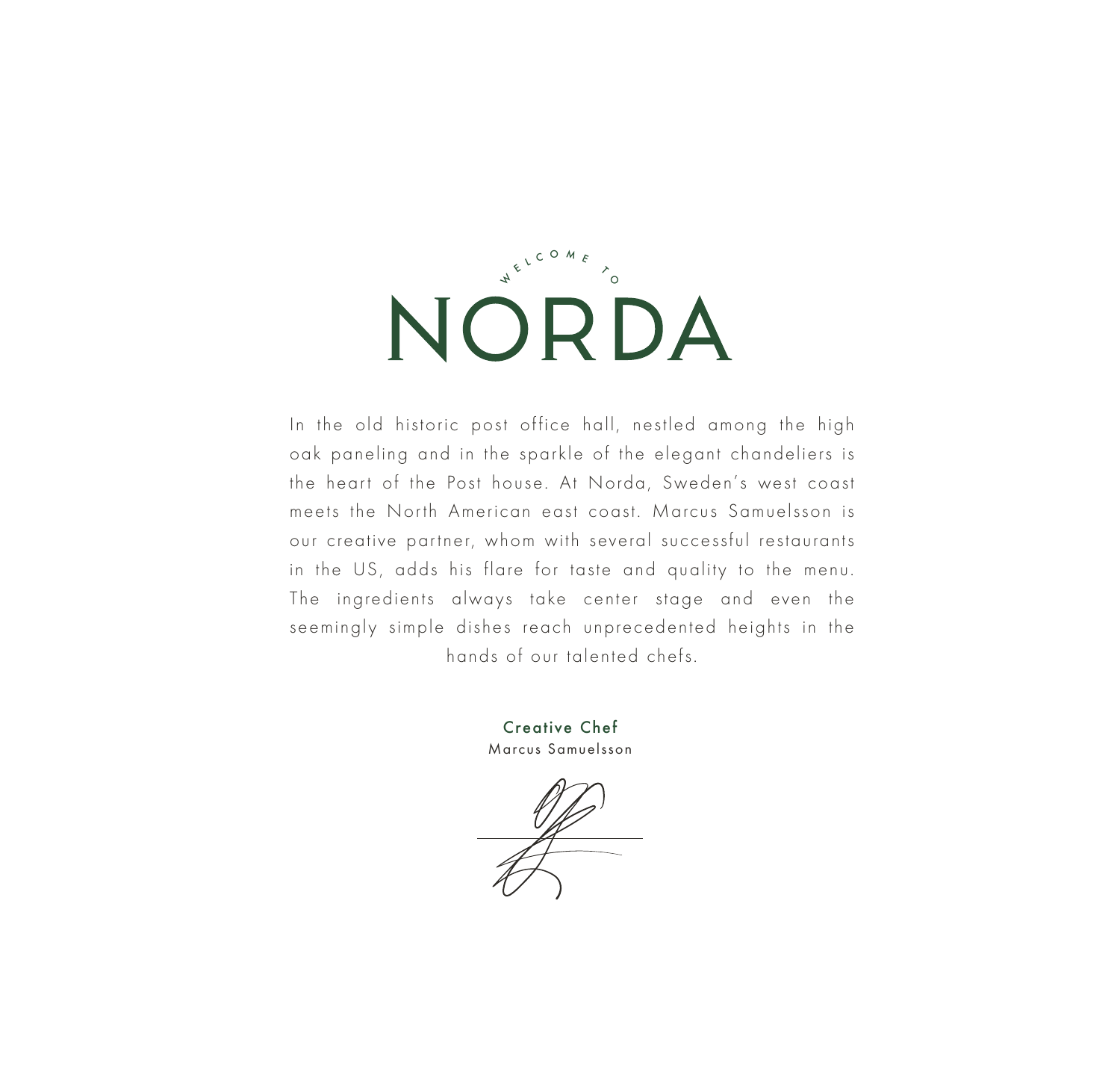WELCOME TO

# NORDA

In the old historic post office hall, nestled among the high oak paneling and in the sparkle of the elegant chandeliers is the heart of the Post house. At Norda, Sweden's west coast meets the North American east coast. Marcus Samuelsson is our creative partner, whom with several successful restaurants in the US, adds his flare for taste and quality to the menu. The ingredients always take center stage and even the seemingly simple dishes reach unprecedented heights in the hands of our talented chefs.

**Creative Chef**
Marcus Samuelsson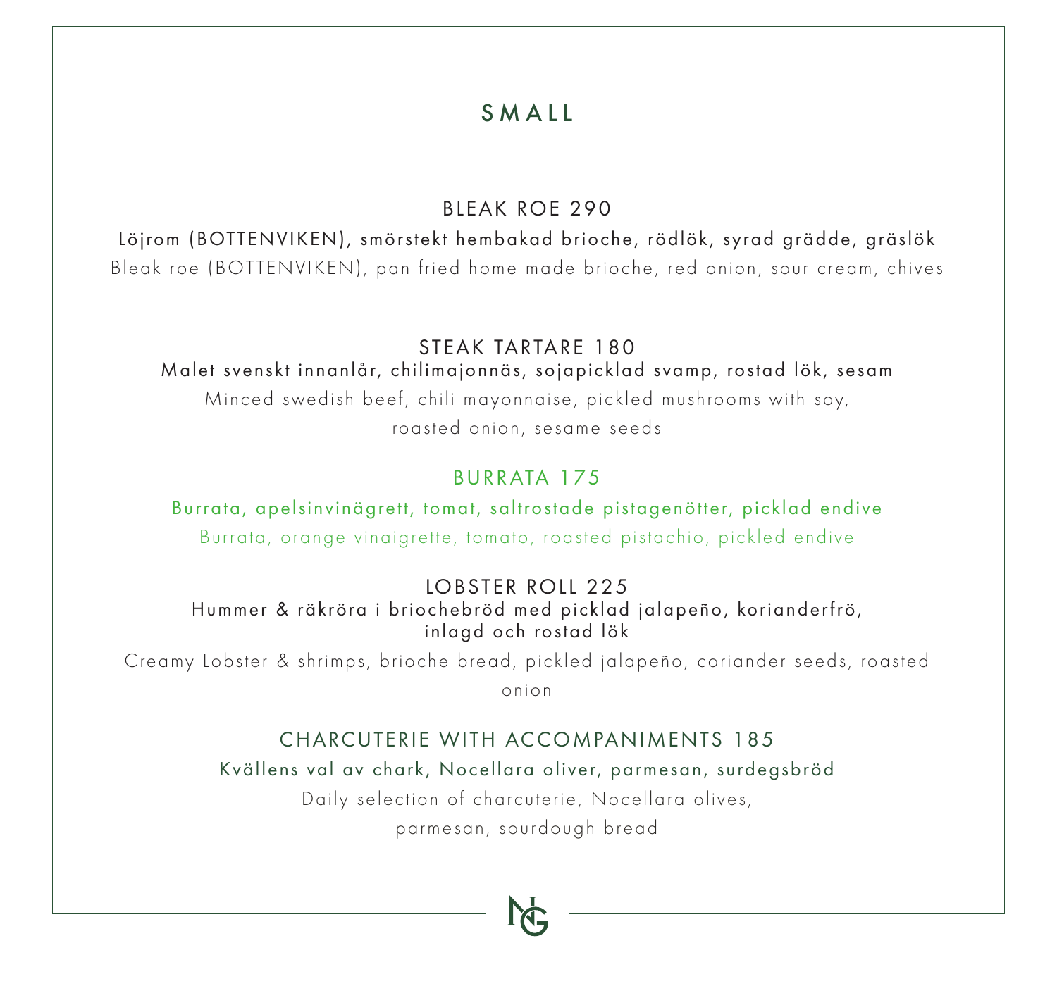# SMALL

### BLEAK ROE 290

Löjrom (BOTTENVIKEN), smörstekt hembakad brioche, rödlök, syrad grädde, gräslök

Bleak roe (BOTTENVIKEN), pan fried home made brioche, red onion, sour cream, chives

### STEAK TARTARE 180

Malet svenskt innanlår, chilimajonnäs, sojapicklad svamp, rostad lök, sesam

Minced swedish beef, chili mayonnaise, pickled mushrooms with soy, roasted onion, sesame seeds

### BURRATA 175

Burrata, apelsinvinägrett, tomat, saltrostade pistagenötter, picklad endive

Burrata, orange vinaigrette, tomato, roasted pistachio, pickled endive

### LOBSTER ROLL 225

Hummer & räkröra i briochebröd med picklad jalapeño, korianderfrö, inlagd och rostad lök

Creamy Lobster & shrimps, brioche bread, pickled jalapeño, coriander seeds, roasted onion

### CHARCUTERIE WITH ACCOMPANIMENTS 185

Kvällens val av chark, Nocellara oliver, parmesan, surdegsbröd

Daily selection of charcuterie, Nocellara olives, parmesan, sourdough bread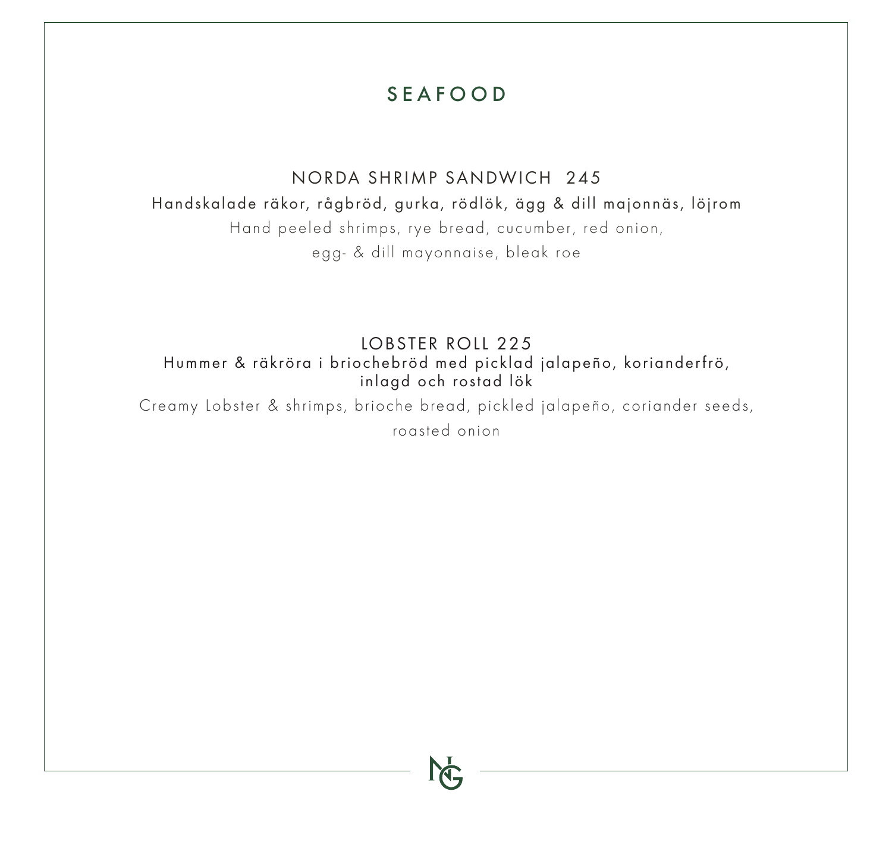# SEAFOOD

## NORDA SHRIMP SANDWICH 245

Handskalade räkor, rågbröd, gurka, rödlök, ägg & dill majonnäs, löjrom

Hand peeled shrimps, rye bread, cucumber, red onion,
egg- & dill mayonnaise, bleak roe

## LOBSTER ROLL 225

Hummer & räkröra i briochebröd med picklad jalapeño, korianderfrö,
inlagd och rostad lök

Creamy Lobster & shrimps, brioche bread, pickled jalapeño, coriander seeds,
roasted onion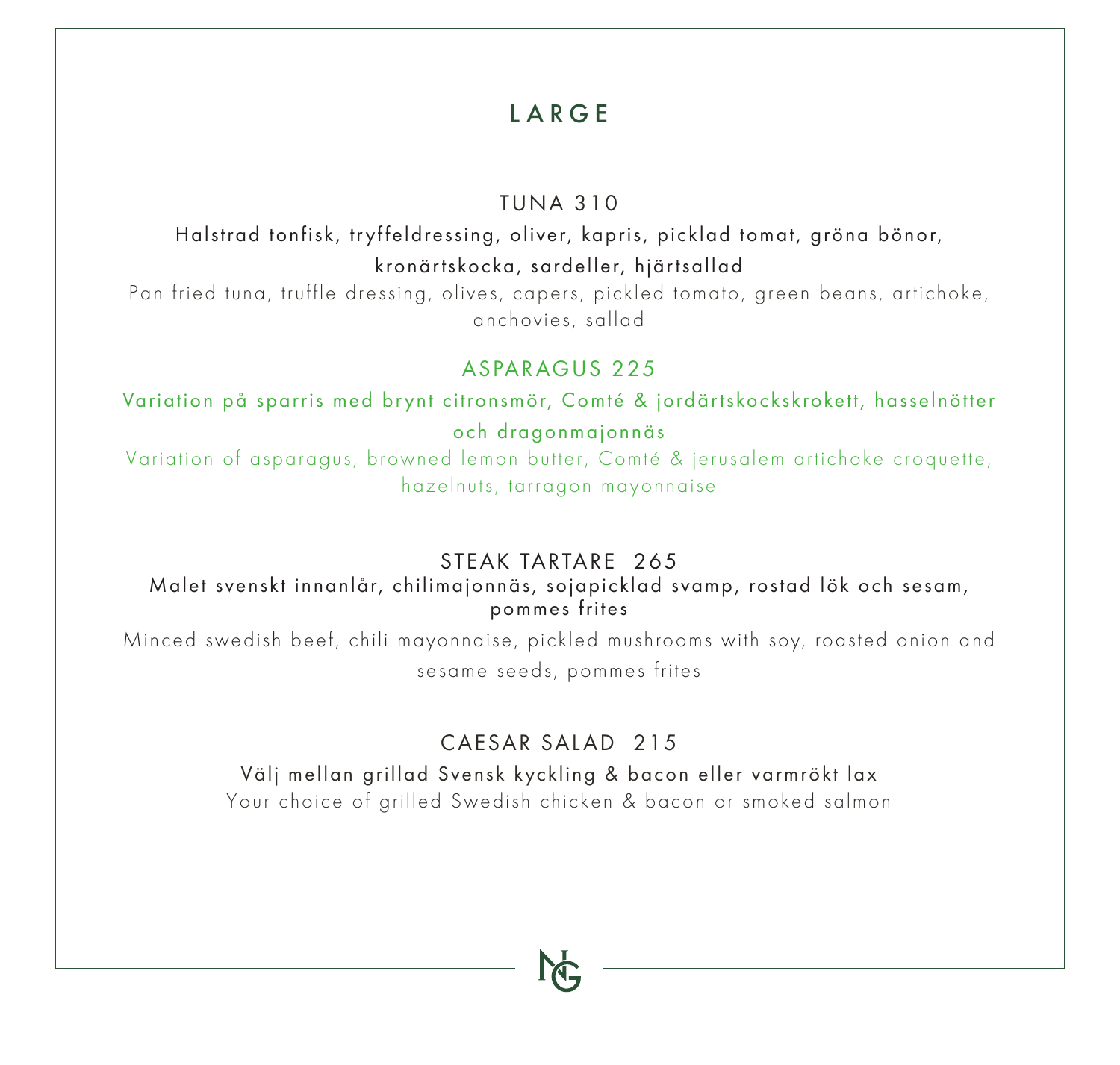# LARGE

## TUNA 310

Halstrad tonfisk, tryffeldressing, oliver, kapris, picklad tomat, gröna bönor, kronärtskocka, sardeller, hjärtsallad

Pan fried tuna, truffle dressing, olives, capers, pickled tomato, green beans, artichoke, anchovies, sallad

## ASPARAGUS 225

Variation på sparris med brynt citronsmör, Comté & jordärtskockskrokett, hasselnötter och dragonmajonnäs

Variation of asparagus, browned lemon butter, Comté & jerusalem artichoke croquette, hazelnuts, tarragon mayonnaise

## STEAK TARTARE 265

Malet svenskt innanlår, chilimajonnäs, sojapicklad svamp, rostad lök och sesam, pommes frites

Minced swedish beef, chili mayonnaise, pickled mushrooms with soy, roasted onion and sesame seeds, pommes frites

## CAESAR SALAD 215

Välj mellan grillad Svensk kyckling & bacon eller varmrökt lax

Your choice of grilled Swedish chicken & bacon or smoked salmon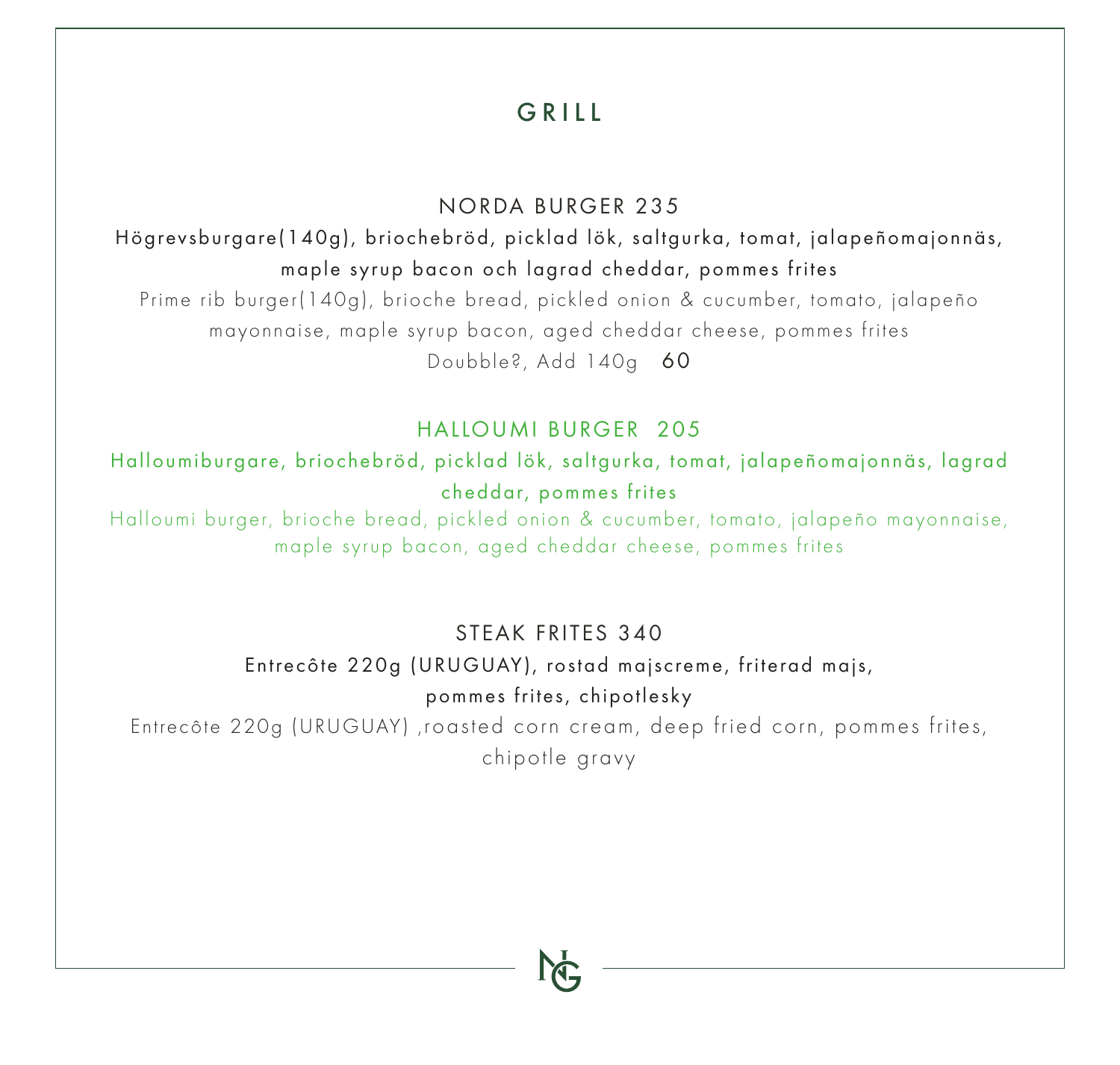# GRILL

## NORDA BURGER 235

Högrevsburgare(140g), briochebröd, picklad lök, saltgurka, tomat, jalapeñomajonnäs, maple syrup bacon och lagrad cheddar, pommes frites

Prime rib burger(140g), brioche bread, pickled onion & cucumber, tomato, jalapeño mayonnaise, maple syrup bacon, aged cheddar cheese, pommes frites

Doubble?, Add 140g 60

## HALLOUMI BURGER 205

Halloumiburgare, briochebröd, picklad lök, saltgurka, tomat, jalapeñomajonnäs, lagrad cheddar, pommes frites

Halloumi burger, brioche bread, pickled onion & cucumber, tomato, jalapeño mayonnaise, maple syrup bacon, aged cheddar cheese, pommes frites

## STEAK FRITES 340

Entrecôte 220g (URUGUAY), rostad majscreme, friterad majs, pommes frites, chipotlesky

Entrecôte 220g (URUGUAY) ,roasted corn cream, deep fried corn, pommes frites, chipotle gravy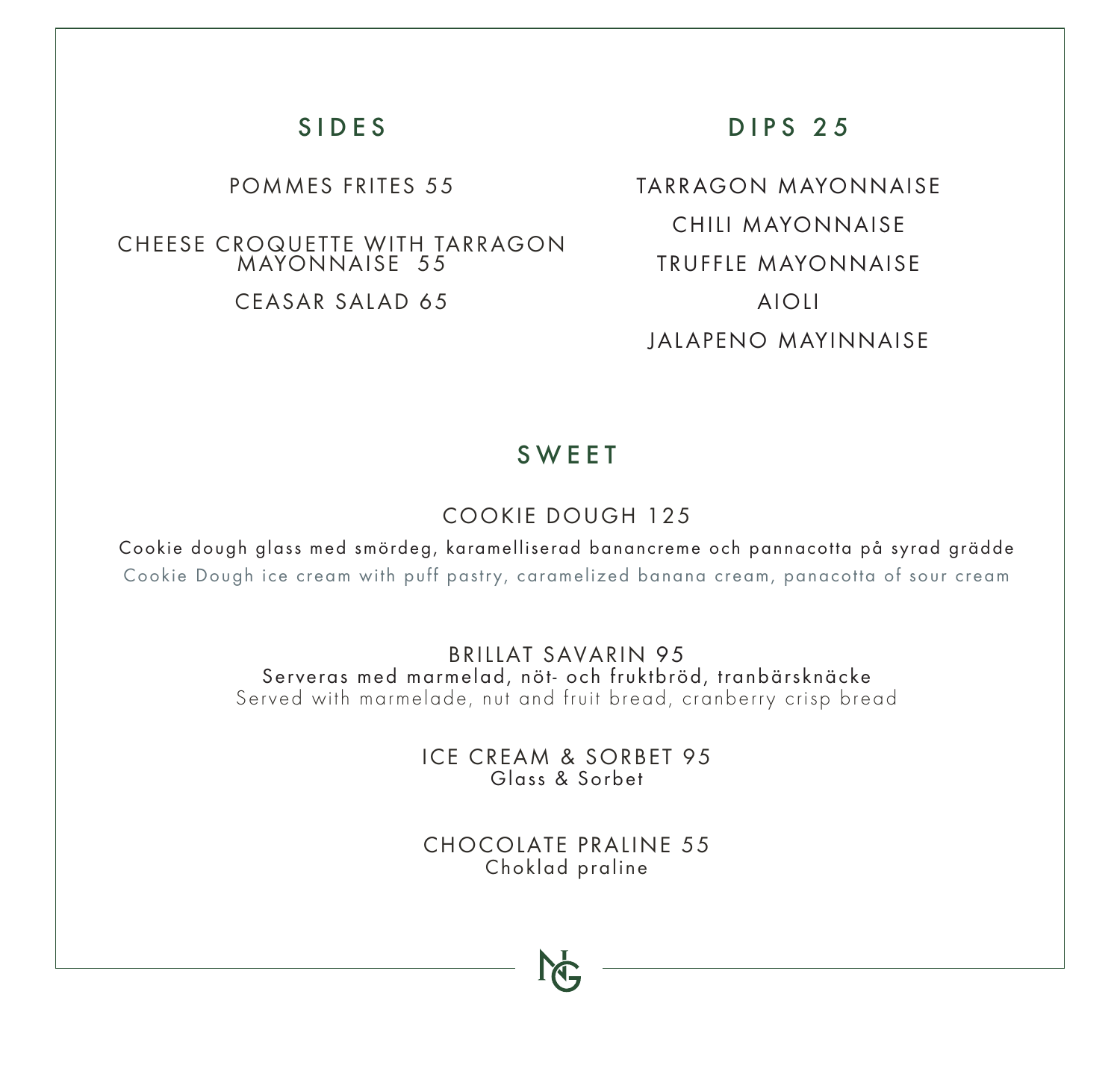## SIDES

POMMES FRITES 55

CHEESE CROQUETTE WITH TARRAGON MAYONNAISE 55

CEASAR SALAD 65

## DIPS 25

TARRAGON MAYONNAISE

CHILI MAYONNAISE

TRUFFLE MAYONNAISE

AIOLI

JALAPENO MAYINNAISE

## SWEET

COOKIE DOUGH 125

Cookie dough glass med smördeg, karamelliserad banancreme och pannacotta på syrad grädde

Cookie Dough ice cream with puff pastry, caramelized banana cream, panacotta of sour cream

BRILLAT SAVARIN 95

Serveras med marmelad, nöt- och fruktbröd, tranbärsknäcke

Served with marmelade, nut and fruit bread, cranberry crisp bread

ICE CREAM & SORBET 95

Glass & Sorbet

CHOCOLATE PRALINE 55

Choklad praline